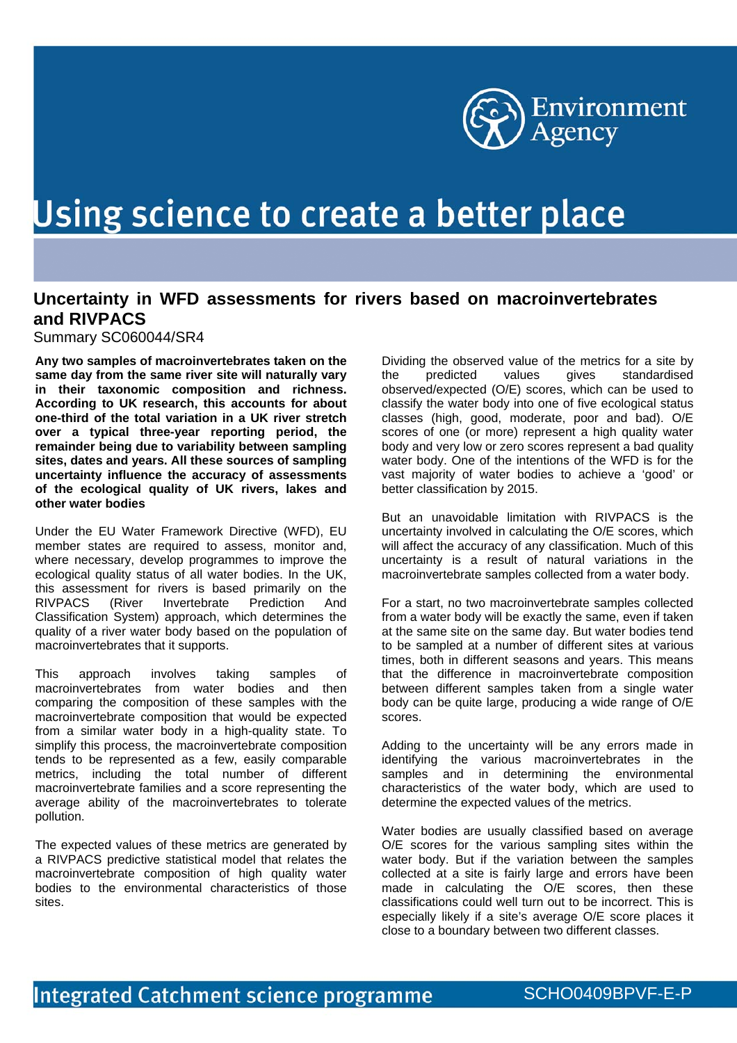Environment Agency

# Using science to create a better place

## Uncertainty in WFD assessments for rivers based on macroinvertebrates and RIVPACS

Summary SC060044/SR4

**Any two samples of macroinvertebrates taken on the same day from the same river site will naturally vary in their taxonomic composition and richness. According to UK research, this accounts for about one-third of the total variation in a UK river stretch over a typical three-year reporting period, the remainder being due to variability between sampling sites, dates and years. All these sources of sampling uncertainty influence the accuracy of assessments of the ecological quality of UK rivers, lakes and other water bodies**

Under the EU Water Framework Directive (WFD), EU member states are required to assess, monitor and, where necessary, develop programmes to improve the ecological quality status of all water bodies. In the UK, this assessment for rivers is based primarily on the RIVPACS (River Invertebrate Prediction And Classification System) approach, which determines the quality of a river water body based on the population of macroinvertebrates that it supports.

This approach involves taking samples of macroinvertebrates from water bodies and then comparing the composition of these samples with the macroinvertebrate composition that would be expected from a similar water body in a high-quality state. To simplify this process, the macroinvertebrate composition tends to be represented as a few, easily comparable metrics, including the total number of different macroinvertebrate families and a score representing the average ability of the macroinvertebrates to tolerate pollution.

The expected values of these metrics are generated by a RIVPACS predictive statistical model that relates the macroinvertebrate composition of high quality water bodies to the environmental characteristics of those sites.

Dividing the observed value of the metrics for a site by the predicted values gives standardised observed/expected (O/E) scores, which can be used to classify the water body into one of five ecological status classes (high, good, moderate, poor and bad). O/E scores of one (or more) represent a high quality water body and very low or zero scores represent a bad quality water body. One of the intentions of the WFD is for the vast majority of water bodies to achieve a 'good' or better classification by 2015.

But an unavoidable limitation with RIVPACS is the uncertainty involved in calculating the O/E scores, which will affect the accuracy of any classification. Much of this uncertainty is a result of natural variations in the macroinvertebrate samples collected from a water body.

For a start, no two macroinvertebrate samples collected from a water body will be exactly the same, even if taken at the same site on the same day. But water bodies tend to be sampled at a number of different sites at various times, both in different seasons and years. This means that the difference in macroinvertebrate composition between different samples taken from a single water body can be quite large, producing a wide range of O/E scores.

Adding to the uncertainty will be any errors made in identifying the various macroinvertebrates in the samples and in determining the environmental characteristics of the water body, which are used to determine the expected values of the metrics.

Water bodies are usually classified based on average O/E scores for the various sampling sites within the water body. But if the variation between the samples collected at a site is fairly large and errors have been made in calculating the O/E scores, then these classifications could well turn out to be incorrect. This is especially likely if a site's average O/E score places it close to a boundary between two different classes.

Integrated Catchment science programme SCHO0409BPVF-E-P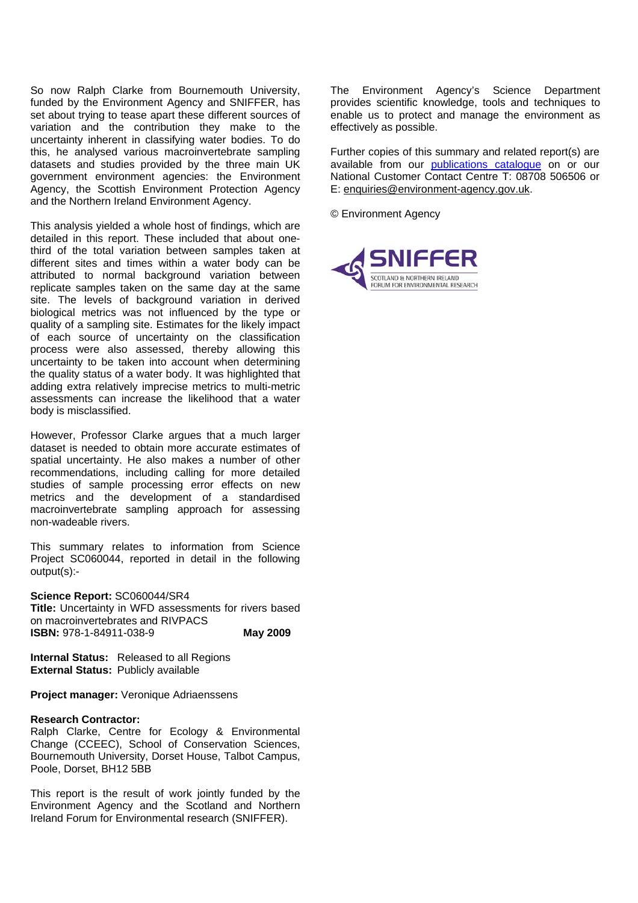So now Ralph Clarke from Bournemouth University, funded by the Environment Agency and SNIFFER, has set about trying to tease apart these different sources of variation and the contribution they make to the uncertainty inherent in classifying water bodies. To do this, he analysed various macroinvertebrate sampling datasets and studies provided by the three main UK government environment agencies: the Environment Agency, the Scottish Environment Protection Agency and the Northern Ireland Environment Agency.

This analysis yielded a whole host of findings, which are detailed in this report. These included that about one-third of the total variation between samples taken at different sites and times within a water body can be attributed to normal background variation between replicate samples taken on the same day at the same site. The levels of background variation in derived biological metrics was not influenced by the type or quality of a sampling site. Estimates for the likely impact of each source of uncertainty on the classification process were also assessed, thereby allowing this uncertainty to be taken into account when determining the quality status of a water body. It was highlighted that adding extra relatively imprecise metrics to multi-metric assessments can increase the likelihood that a water body is misclassified.

However, Professor Clarke argues that a much larger dataset is needed to obtain more accurate estimates of spatial uncertainty. He also makes a number of other recommendations, including calling for more detailed studies of sample processing error effects on new metrics and the development of a standardised macroinvertebrate sampling approach for assessing non-wadeable rivers.

This summary relates to information from Science Project SC060044, reported in detail in the following output(s):-

**Science Report:** SC060044/SR4
**Title:** Uncertainty in WFD assessments for rivers based on macroinvertebrates and RIVPACS
**ISBN:** 978-1-84911-038-9 **May 2009**

**Internal Status:** Released to all Regions
**External Status:** Publicly available

**Project manager:** Veronique Adriaenssens

**Research Contractor:**
Ralph Clarke, Centre for Ecology & Environmental Change (CCEEC), School of Conservation Sciences, Bournemouth University, Dorset House, Talbot Campus, Poole, Dorset, BH12 5BB

This report is the result of work jointly funded by the Environment Agency and the Scotland and Northern Ireland Forum for Environmental research (SNIFFER).

The Environment Agency's Science Department provides scientific knowledge, tools and techniques to enable us to protect and manage the environment as effectively as possible.

Further copies of this summary and related report(s) are available from our publications catalogue on or our National Customer Contact Centre T: 08708 506506 or E: enquiries@environment-agency.gov.uk.

© Environment Agency

SNIFFER
SCOTLAND & NORTHERN IRELAND FORUM FOR ENVIRONMENTAL RESEARCH